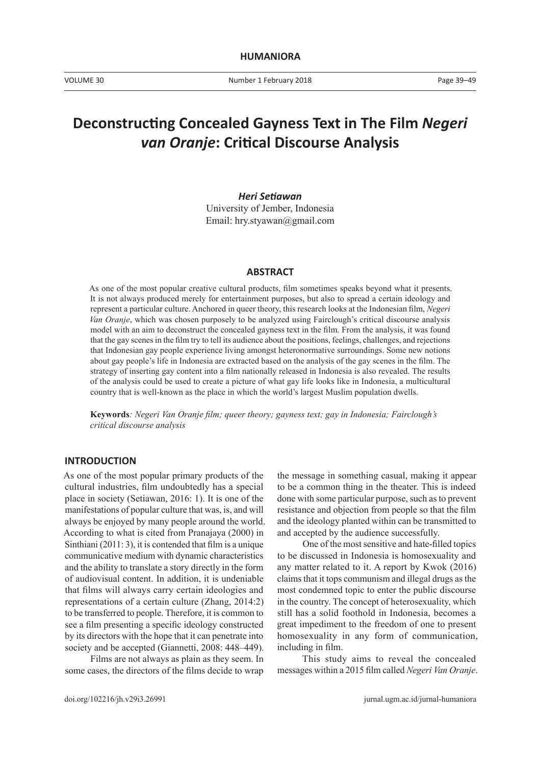# Deconstructing Concealed Gayness Text in The Film *Negeri van Oranje*: Critical Discourse Analysis

***Heri Setiawan***
University of Jember, Indonesia
Email: hry.styawan@gmail.com

## ABSTRACT

As one of the most popular creative cultural products, film sometimes speaks beyond what it presents. It is not always produced merely for entertainment purposes, but also to spread a certain ideology and represent a particular culture. Anchored in queer theory, this research looks at the Indonesian film, *Negeri Van Oranje*, which was chosen purposely to be analyzed using Fairclough's critical discourse analysis model with an aim to deconstruct the concealed gayness text in the film. From the analysis, it was found that the gay scenes in the film try to tell its audience about the positions, feelings, challenges, and rejections that Indonesian gay people experience living amongst heteronormative surroundings. Some new notions about gay people's life in Indonesia are extracted based on the analysis of the gay scenes in the film. The strategy of inserting gay content into a film nationally released in Indonesia is also revealed. The results of the analysis could be used to create a picture of what gay life looks like in Indonesia, a multicultural country that is well-known as the place in which the world's largest Muslim population dwells.

**Keywords***: Negeri Van Oranje film; queer theory; gayness text; gay in Indonesia; Fairclough's critical discourse analysis*

## INTRODUCTION

As one of the most popular primary products of the cultural industries, film undoubtedly has a special place in society (Setiawan, 2016: 1). It is one of the manifestations of popular culture that was, is, and will always be enjoyed by many people around the world. According to what is cited from Pranajaya (2000) in Sinthiani (2011: 3), it is contended that film is a unique communicative medium with dynamic characteristics and the ability to translate a story directly in the form of audiovisual content. In addition, it is undeniable that films will always carry certain ideologies and representations of a certain culture (Zhang, 2014:2) to be transferred to people. Therefore, it is common to see a film presenting a specific ideology constructed by its directors with the hope that it can penetrate into society and be accepted (Giannetti, 2008: 448–449).

Films are not always as plain as they seem. In some cases, the directors of the films decide to wrap the message in something casual, making it appear to be a common thing in the theater. This is indeed done with some particular purpose, such as to prevent resistance and objection from people so that the film and the ideology planted within can be transmitted to and accepted by the audience successfully.

One of the most sensitive and hate-filled topics to be discussed in Indonesia is homosexuality and any matter related to it. A report by Kwok (2016) claims that it tops communism and illegal drugs as the most condemned topic to enter the public discourse in the country. The concept of heterosexuality, which still has a solid foothold in Indonesia, becomes a great impediment to the freedom of one to present homosexuality in any form of communication, including in film.

This study aims to reveal the concealed messages within a 2015 film called *Negeri Van Oranje*.

doi.org/102216/jh.v29i3.26991 jurnal.ugm.ac.id/jurnal-humaniora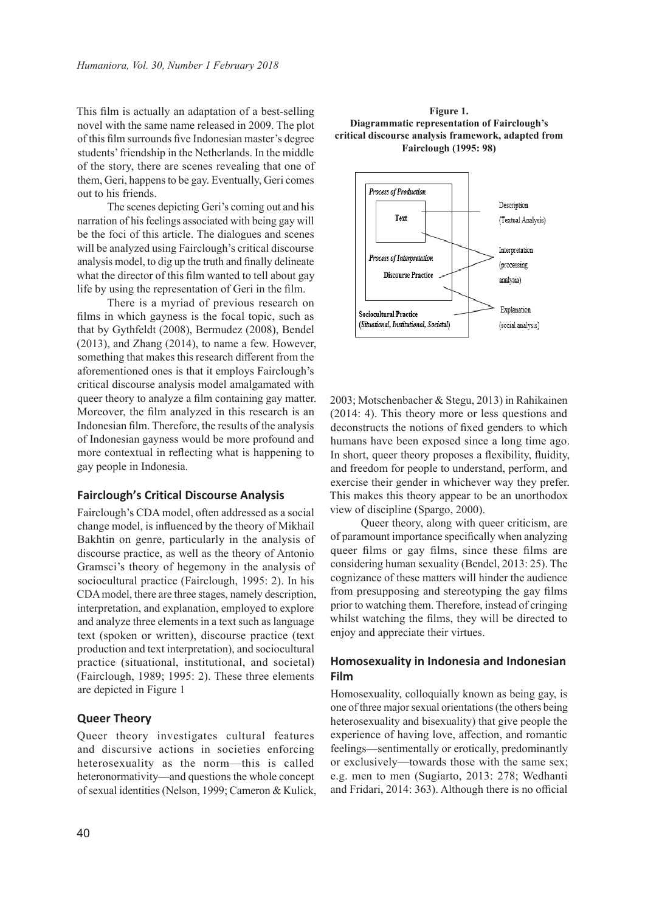This film is actually an adaptation of a best-selling novel with the same name released in 2009. The plot of this film surrounds five Indonesian master's degree students' friendship in the Netherlands. In the middle of the story, there are scenes revealing that one of them, Geri, happens to be gay. Eventually, Geri comes out to his friends.

The scenes depicting Geri's coming out and his narration of his feelings associated with being gay will be the foci of this article. The dialogues and scenes will be analyzed using Fairclough's critical discourse analysis model, to dig up the truth and finally delineate what the director of this film wanted to tell about gay life by using the representation of Geri in the film.

There is a myriad of previous research on films in which gayness is the focal topic, such as that by Gythfeldt (2008), Bermudez (2008), Bendel (2013), and Zhang (2014), to name a few. However, something that makes this research different from the aforementioned ones is that it employs Fairclough's critical discourse analysis model amalgamated with queer theory to analyze a film containing gay matter. Moreover, the film analyzed in this research is an Indonesian film. Therefore, the results of the analysis of Indonesian gayness would be more profound and more contextual in reflecting what is happening to gay people in Indonesia.

## Fairclough's Critical Discourse Analysis

Fairclough's CDA model, often addressed as a social change model, is influenced by the theory of Mikhail Bakhtin on genre, particularly in the analysis of discourse practice, as well as the theory of Antonio Gramsci's theory of hegemony in the analysis of sociocultural practice (Fairclough, 1995: 2). In his CDA model, there are three stages, namely description, interpretation, and explanation, employed to explore and analyze three elements in a text such as language text (spoken or written), discourse practice (text production and text interpretation), and sociocultural practice (situational, institutional, and societal) (Fairclough, 1989; 1995: 2). These three elements are depicted in Figure 1

**Figure 1. Diagrammatic representation of Fairclough's critical discourse analysis framework, adapted from Fairclough (1995: 98)**

## Queer Theory

Queer theory investigates cultural features and discursive actions in societies enforcing heterosexuality as the norm—this is called heteronormativity—and questions the whole concept of sexual identities (Nelson, 1999; Cameron & Kulick, 2003; Motschenbacher & Stegu, 2013) in Rahikainen (2014: 4). This theory more or less questions and deconstructs the notions of fixed genders to which humans have been exposed since a long time ago. In short, queer theory proposes a flexibility, fluidity, and freedom for people to understand, perform, and exercise their gender in whichever way they prefer. This makes this theory appear to be an unorthodox view of discipline (Spargo, 2000).

Queer theory, along with queer criticism, are of paramount importance specifically when analyzing queer films or gay films, since these films are considering human sexuality (Bendel, 2013: 25). The cognizance of these matters will hinder the audience from presupposing and stereotyping the gay films prior to watching them. Therefore, instead of cringing whilst watching the films, they will be directed to enjoy and appreciate their virtues.

## Homosexuality in Indonesia and Indonesian Film

Homosexuality, colloquially known as being gay, is one of three major sexual orientations (the others being heterosexuality and bisexuality) that give people the experience of having love, affection, and romantic feelings—sentimentally or erotically, predominantly or exclusively—towards those with the same sex; e.g. men to men (Sugiarto, 2013: 278; Wedhanti and Fridari, 2014: 363). Although there is no official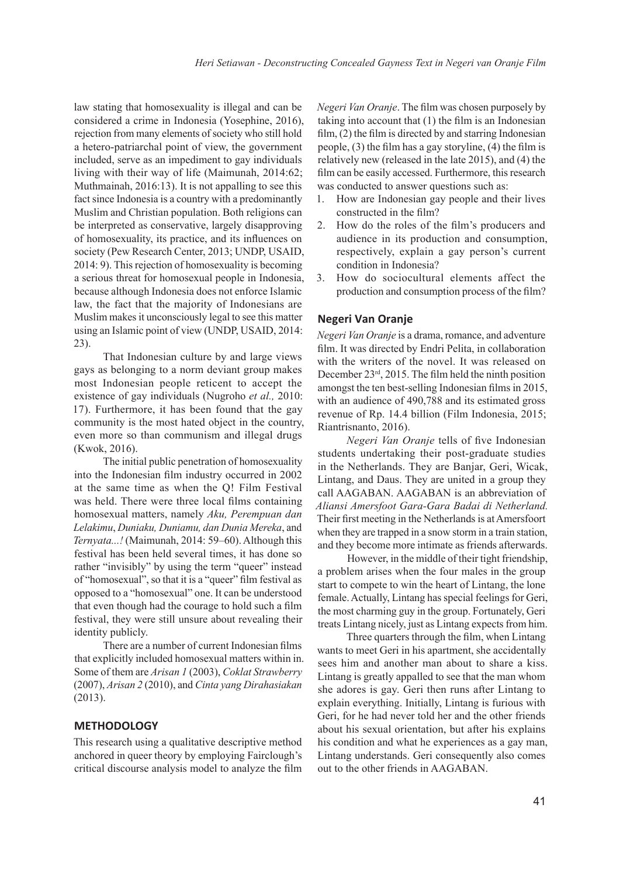law stating that homosexuality is illegal and can be considered a crime in Indonesia (Yosephine, 2016), rejection from many elements of society who still hold a hetero-patriarchal point of view, the government included, serve as an impediment to gay individuals living with their way of life (Maimunah, 2014:62; Muthmainah, 2016:13). It is not appalling to see this fact since Indonesia is a country with a predominantly Muslim and Christian population. Both religions can be interpreted as conservative, largely disapproving of homosexuality, its practice, and its influences on society (Pew Research Center, 2013; UNDP, USAID, 2014: 9). This rejection of homosexuality is becoming a serious threat for homosexual people in Indonesia, because although Indonesia does not enforce Islamic law, the fact that the majority of Indonesians are Muslim makes it unconsciously legal to see this matter using an Islamic point of view (UNDP, USAID, 2014: 23).

That Indonesian culture by and large views gays as belonging to a norm deviant group makes most Indonesian people reticent to accept the existence of gay individuals (Nugroho *et al.,* 2010: 17). Furthermore, it has been found that the gay community is the most hated object in the country, even more so than communism and illegal drugs (Kwok, 2016).

The initial public penetration of homosexuality into the Indonesian film industry occurred in 2002 at the same time as when the Q! Film Festival was held. There were three local films containing homosexual matters, namely *Aku, Perempuan dan Lelakimu*, *Duniaku, Duniamu, dan Dunia Mereka*, and *Ternyata...!* (Maimunah, 2014: 59–60). Although this festival has been held several times, it has done so rather "invisibly" by using the term "queer" instead of "homosexual", so that it is a "queer" film festival as opposed to a "homosexual" one. It can be understood that even though had the courage to hold such a film festival, they were still unsure about revealing their identity publicly.

There are a number of current Indonesian films that explicitly included homosexual matters within in. Some of them are *Arisan 1* (2003), *Coklat Strawberry* (2007), *Arisan 2* (2010), and *Cinta yang Dirahasiakan* (2013).

## METHODOLOGY

This research using a qualitative descriptive method anchored in queer theory by employing Fairclough's critical discourse analysis model to analyze the film *Negeri Van Oranje*. The film was chosen purposely by taking into account that (1) the film is an Indonesian film, (2) the film is directed by and starring Indonesian people, (3) the film has a gay storyline, (4) the film is relatively new (released in the late 2015), and (4) the film can be easily accessed. Furthermore, this research was conducted to answer questions such as:

1. How are Indonesian gay people and their lives constructed in the film?
2. How do the roles of the film's producers and audience in its production and consumption, respectively, explain a gay person's current condition in Indonesia?
3. How do sociocultural elements affect the production and consumption process of the film?

## Negeri Van Oranje

*Negeri Van Oranje* is a drama, romance, and adventure film. It was directed by Endri Pelita, in collaboration with the writers of the novel. It was released on December 23rd, 2015. The film held the ninth position amongst the ten best-selling Indonesian films in 2015, with an audience of 490,788 and its estimated gross revenue of Rp. 14.4 billion (Film Indonesia, 2015; Riantrisnanto, 2016).

*Negeri Van Oranje* tells of five Indonesian students undertaking their post-graduate studies in the Netherlands. They are Banjar, Geri, Wicak, Lintang, and Daus. They are united in a group they call AAGABAN. AAGABAN is an abbreviation of *Aliansi Amersfoot Gara-Gara Badai di Netherland.* Their first meeting in the Netherlands is at Amersfoort when they are trapped in a snow storm in a train station, and they become more intimate as friends afterwards.

However, in the middle of their tight friendship, a problem arises when the four males in the group start to compete to win the heart of Lintang, the lone female. Actually, Lintang has special feelings for Geri, the most charming guy in the group. Fortunately, Geri treats Lintang nicely, just as Lintang expects from him.

Three quarters through the film, when Lintang wants to meet Geri in his apartment, she accidentally sees him and another man about to share a kiss. Lintang is greatly appalled to see that the man whom she adores is gay. Geri then runs after Lintang to explain everything. Initially, Lintang is furious with Geri, for he had never told her and the other friends about his sexual orientation, but after his explains his condition and what he experiences as a gay man, Lintang understands. Geri consequently also comes out to the other friends in AAGABAN.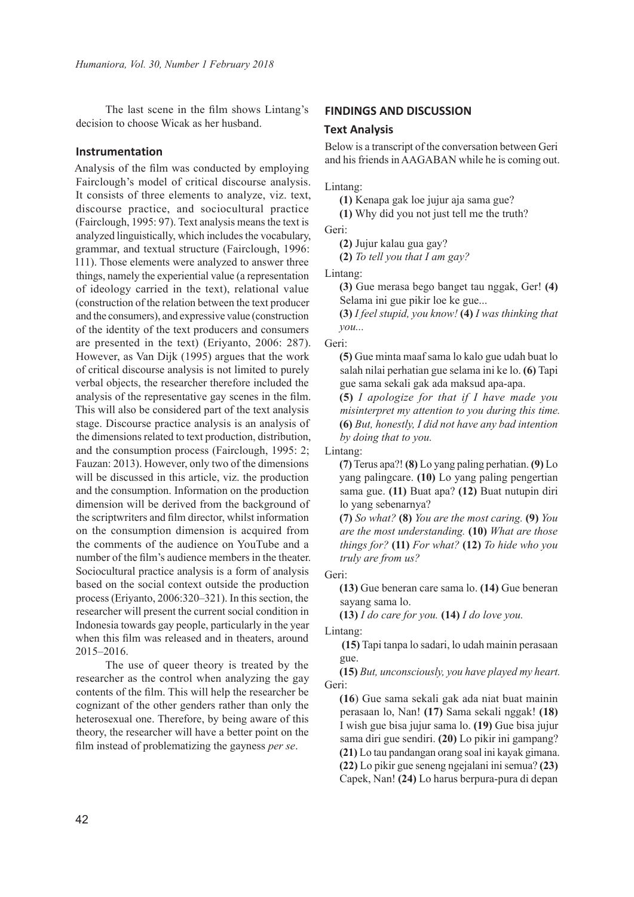The last scene in the film shows Lintang's decision to choose Wicak as her husband.

### Instrumentation

Analysis of the film was conducted by employing Fairclough's model of critical discourse analysis. It consists of three elements to analyze, viz. text, discourse practice, and sociocultural practice (Fairclough, 1995: 97). Text analysis means the text is analyzed linguistically, which includes the vocabulary, grammar, and textual structure (Fairclough, 1996: 111). Those elements were analyzed to answer three things, namely the experiential value (a representation of ideology carried in the text), relational value (construction of the relation between the text producer and the consumers), and expressive value (construction of the identity of the text producers and consumers are presented in the text) (Eriyanto, 2006: 287). However, as Van Dijk (1995) argues that the work of critical discourse analysis is not limited to purely verbal objects, the researcher therefore included the analysis of the representative gay scenes in the film. This will also be considered part of the text analysis stage. Discourse practice analysis is an analysis of the dimensions related to text production, distribution, and the consumption process (Fairclough, 1995: 2; Fauzan: 2013). However, only two of the dimensions will be discussed in this article, viz. the production and the consumption. Information on the production dimension will be derived from the background of the scriptwriters and film director, whilst information on the consumption dimension is acquired from the comments of the audience on YouTube and a number of the film's audience members in the theater. Sociocultural practice analysis is a form of analysis based on the social context outside the production process (Eriyanto, 2006:320–321). In this section, the researcher will present the current social condition in Indonesia towards gay people, particularly in the year when this film was released and in theaters, around 2015–2016.

The use of queer theory is treated by the researcher as the control when analyzing the gay contents of the film. This will help the researcher be cognizant of the other genders rather than only the heterosexual one. Therefore, by being aware of this theory, the researcher will have a better point on the film instead of problematizing the gayness *per se*.

## FINDINGS AND DISCUSSION

### Text Analysis

Below is a transcript of the conversation between Geri and his friends in AAGABAN while he is coming out.

Lintang:

**(1)** Kenapa gak loe jujur aja sama gue?
**(1)** Why did you not just tell me the truth?

Geri:

**(2)** Jujur kalau gua gay?
**(2)** *To tell you that I am gay?*

Lintang:

**(3)** Gue merasa bego banget tau nggak, Ger! **(4)** Selama ini gue pikir loe ke gue...
**(3)** *I feel stupid, you know!* **(4)** *I was thinking that you...*

Geri:

**(5)** Gue minta maaf sama lo kalo gue udah buat lo salah nilai perhatian gue selama ini ke lo. **(6)** Tapi gue sama sekali gak ada maksud apa-apa.
**(5)** *I apologize for that if I have made you misinterpret my attention to you during this time.* **(6)** *But, honestly, I did not have any bad intention by doing that to you.*

Lintang:

**(7)** Terus apa?! **(8)** Lo yang paling perhatian. **(9)** Lo yang palingcare. **(10)** Lo yang paling pengertian sama gue. **(11)** Buat apa? **(12)** Buat nutupin diri lo yang sebenarnya?
**(7)** *So what?* **(8)** *You are the most caring.* **(9)** *You are the most understanding.* **(10)** *What are those things for?* **(11)** *For what?* **(12)** *To hide who you truly are from us?*

Geri:

**(13)** Gue beneran care sama lo. **(14)** Gue beneran sayang sama lo.
**(13)** *I do care for you.* **(14)** *I do love you.*

Lintang:

**(15)** Tapi tanpa lo sadari, lo udah mainin perasaan gue.
**(15)** *But, unconsciously, you have played my heart.*

Geri:

**(16)** Gue sama sekali gak ada niat buat mainin perasaan lo, Nan! **(17)** Sama sekali nggak! **(18)** I wish gue bisa jujur sama lo. **(19)** Gue bisa jujur sama diri gue sendiri. **(20)** Lo pikir ini gampang? **(21)** Lo tau pandangan orang soal ini kayak gimana. **(22)** Lo pikir gue seneng ngejalani ini semua? **(23)** Capek, Nan! **(24)** Lo harus berpura-pura di depan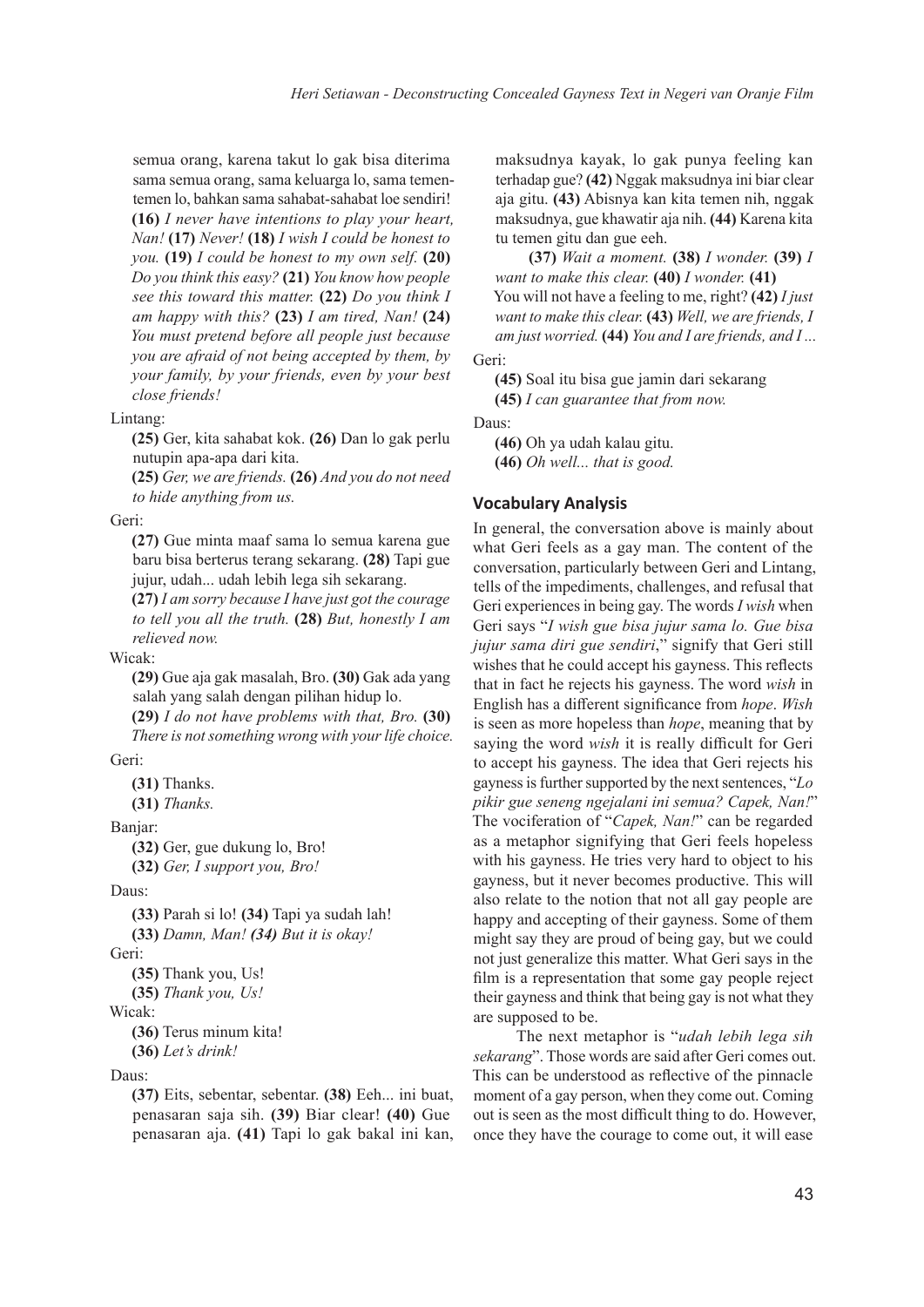semua orang, karena takut lo gak bisa diterima sama semua orang, sama keluarga lo, sama temen-temen lo, bahkan sama sahabat-sahabat loe sendiri! **(16)** *I never have intentions to play your heart, Nan!* **(17)** *Never!* **(18)** *I wish I could be honest to you.* **(19)** *I could be honest to my own self.* **(20)** *Do you think this easy?* **(21)** *You know how people see this toward this matter.* **(22)** *Do you think I am happy with this?* **(23)** *I am tired, Nan!* **(24)** *You must pretend before all people just because you are afraid of not being accepted by them, by your family, by your friends, even by your best close friends!*

Lintang:

**(25)** Ger, kita sahabat kok. **(26)** Dan lo gak perlu nutupin apa-apa dari kita.

**(25)** *Ger, we are friends.* **(26)** *And you do not need to hide anything from us.*

Geri:

**(27)** Gue minta maaf sama lo semua karena gue baru bisa berterus terang sekarang. **(28)** Tapi gue jujur, udah... udah lebih lega sih sekarang.

**(27)** *I am sorry because I have just got the courage to tell you all the truth.* **(28)** *But, honestly I am relieved now.*

Wicak:

**(29)** Gue aja gak masalah, Bro. **(30)** Gak ada yang salah yang salah dengan pilihan hidup lo.

**(29)** *I do not have problems with that, Bro.* **(30)** *There is not something wrong with your life choice.*

Geri:

**(31)** Thanks.

**(31)** *Thanks.*

Banjar:

**(32)** Ger, gue dukung lo, Bro!

**(32)** *Ger, I support you, Bro!*

Daus:

**(33)** Parah si lo! **(34)** Tapi ya sudah lah!

**(33)** *Damn, Man! (34) But it is okay!*

Geri:

**(35)** Thank you, Us!

**(35)** *Thank you, Us!*

Wicak:

**(36)** Terus minum kita!

**(36)** *Let's drink!*

Daus:

**(37)** Eits, sebentar, sebentar. **(38)** Eeh... ini buat, penasaran saja sih. **(39)** Biar clear! **(40)** Gue penasaran aja. **(41)** Tapi lo gak bakal ini kan, maksudnya kayak, lo gak punya feeling kan terhadap gue? **(42)** Nggak maksudnya ini biar clear aja gitu. **(43)** Abisnya kan kita temen nih, nggak maksudnya, gue khawatir aja nih. **(44)** Karena kita tu temen gitu dan gue eeh.

**(37)** *Wait a moment.* **(38)** *I wonder.* **(39)** *I want to make this clear.* **(40)** *I wonder.* **(41)** You will not have a feeling to me, right? **(42)** *I just want to make this clear.* **(43)** *Well, we are friends, I am just worried.* **(44)** *You and I are friends, and I ...*

Geri:

**(45)** Soal itu bisa gue jamin dari sekarang

**(45)** *I can guarantee that from now.*

Daus:

**(46)** Oh ya udah kalau gitu.

**(46)** *Oh well... that is good.*

### Vocabulary Analysis

In general, the conversation above is mainly about what Geri feels as a gay man. The content of the conversation, particularly between Geri and Lintang, tells of the impediments, challenges, and refusal that Geri experiences in being gay. The words *I wish* when Geri says "*I wish gue bisa jujur sama lo. Gue bisa jujur sama diri gue sendiri*," signify that Geri still wishes that he could accept his gayness. This reflects that in fact he rejects his gayness. The word *wish* in English has a different significance from *hope*. *Wish* is seen as more hopeless than *hope*, meaning that by saying the word *wish* it is really difficult for Geri to accept his gayness. The idea that Geri rejects his gayness is further supported by the next sentences, "*Lo pikir gue seneng ngejalani ini semua? Capek, Nan!*" The vociferation of "*Capek, Nan!*" can be regarded as a metaphor signifying that Geri feels hopeless with his gayness. He tries very hard to object to his gayness, but it never becomes productive. This will also relate to the notion that not all gay people are happy and accepting of their gayness. Some of them might say they are proud of being gay, but we could not just generalize this matter. What Geri says in the film is a representation that some gay people reject their gayness and think that being gay is not what they are supposed to be.

The next metaphor is "*udah lebih lega sih sekarang*". Those words are said after Geri comes out. This can be understood as reflective of the pinnacle moment of a gay person, when they come out. Coming out is seen as the most difficult thing to do. However, once they have the courage to come out, it will ease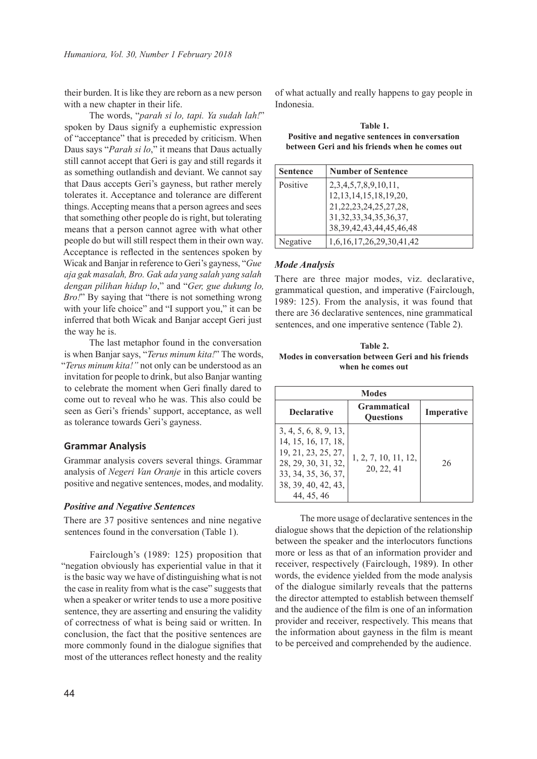their burden. It is like they are reborn as a new person with a new chapter in their life.

The words, "*parah si lo, tapi. Ya sudah lah!*" spoken by Daus signify a euphemistic expression of "acceptance" that is preceded by criticism. When Daus says "*Parah si lo*," it means that Daus actually still cannot accept that Geri is gay and still regards it as something outlandish and deviant. We cannot say that Daus accepts Geri's gayness, but rather merely tolerates it. Acceptance and tolerance are different things. Accepting means that a person agrees and sees that something other people do is right, but tolerating means that a person cannot agree with what other people do but will still respect them in their own way. Acceptance is reflected in the sentences spoken by Wicak and Banjar in reference to Geri's gayness, "*Gue aja gak masalah, Bro. Gak ada yang salah yang salah dengan pilihan hidup lo*," and "*Ger, gue dukung lo, Bro!*" By saying that "there is not something wrong with your life choice" and "I support you," it can be inferred that both Wicak and Banjar accept Geri just the way he is.

The last metaphor found in the conversation is when Banjar says, "*Terus minum kita!*" The words, "*Terus minum kita!"* not only can be understood as an invitation for people to drink, but also Banjar wanting to celebrate the moment when Geri finally dared to come out to reveal who he was. This also could be seen as Geri's friends' support, acceptance, as well as tolerance towards Geri's gayness.

## Grammar Analysis

Grammar analysis covers several things. Grammar analysis of *Negeri Van Oranje* in this article covers positive and negative sentences, modes, and modality.

### *Positive and Negative Sentences*

There are 37 positive sentences and nine negative sentences found in the conversation (Table 1).

Fairclough's (1989: 125) proposition that "negation obviously has experiential value in that it is the basic way we have of distinguishing what is not the case in reality from what is the case" suggests that when a speaker or writer tends to use a more positive sentence, they are asserting and ensuring the validity of correctness of what is being said or written. In conclusion, the fact that the positive sentences are more commonly found in the dialogue signifies that most of the utterances reflect honesty and the reality of what actually and really happens to gay people in Indonesia.

**Table 1.**
**Positive and negative sentences in conversation between Geri and his friends when he comes out**

| Sentence | Number of Sentence |
|---|---|
| Positive | 2,3,4,5,7,8,9,10,11, 12,13,14,15,18,19,20, 21,22,23,24,25,27,28, 31,32,33,34,35,36,37, 38,39,42,43,44,45,46,48 |
| Negative | 1,6,16,17,26,29,30,41,42 |

### *Mode Analysis*

There are three major modes, viz. declarative, grammatical question, and imperative (Fairclough, 1989: 125). From the analysis, it was found that there are 36 declarative sentences, nine grammatical sentences, and one imperative sentence (Table 2).

**Table 2.**
**Modes in conversation between Geri and his friends when he comes out**

| Modes | | |
|---|---|---|
| **Declarative** | **Grammatical Questions** | **Imperative** |
| 3, 4, 5, 6, 8, 9, 13, 14, 15, 16, 17, 18, 19, 21, 23, 25, 27, 28, 29, 30, 31, 32, 33, 34, 35, 36, 37, 38, 39, 40, 42, 43, 44, 45, 46 | 1, 2, 7, 10, 11, 12, 20, 22, 41 | 26 |

The more usage of declarative sentences in the dialogue shows that the depiction of the relationship between the speaker and the interlocutors functions more or less as that of an information provider and receiver, respectively (Fairclough, 1989). In other words, the evidence yielded from the mode analysis of the dialogue similarly reveals that the patterns the director attempted to establish between themself and the audience of the film is one of an information provider and receiver, respectively. This means that the information about gayness in the film is meant to be perceived and comprehended by the audience.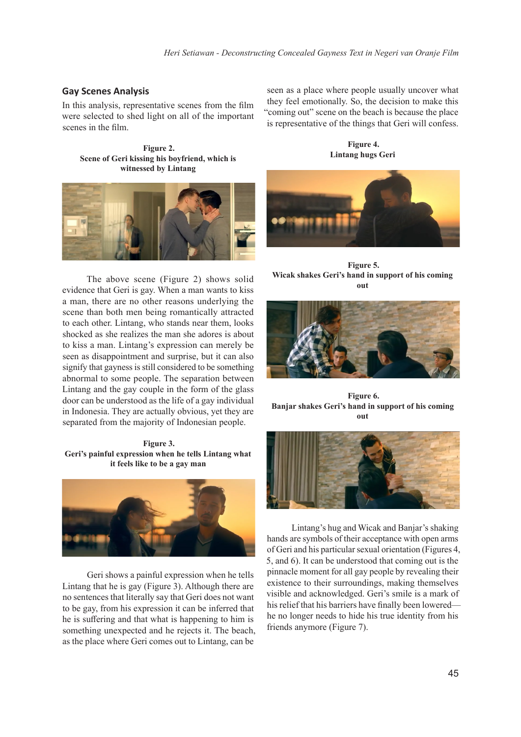## Gay Scenes Analysis

In this analysis, representative scenes from the film were selected to shed light on all of the important scenes in the film.

**Figure 2.**
**Scene of Geri kissing his boyfriend, which is witnessed by Lintang**

The above scene (Figure 2) shows solid evidence that Geri is gay. When a man wants to kiss a man, there are no other reasons underlying the scene than both men being romantically attracted to each other. Lintang, who stands near them, looks shocked as she realizes the man she adores is about to kiss a man. Lintang's expression can merely be seen as disappointment and surprise, but it can also signify that gayness is still considered to be something abnormal to some people. The separation between Lintang and the gay couple in the form of the glass door can be understood as the life of a gay individual in Indonesia. They are actually obvious, yet they are separated from the majority of Indonesian people.

**Figure 3.**
**Geri's painful expression when he tells Lintang what it feels like to be a gay man**

Geri shows a painful expression when he tells Lintang that he is gay (Figure 3). Although there are no sentences that literally say that Geri does not want to be gay, from his expression it can be inferred that he is suffering and that what is happening to him is something unexpected and he rejects it. The beach, as the place where Geri comes out to Lintang, can be seen as a place where people usually uncover what they feel emotionally. So, the decision to make this "coming out" scene on the beach is because the place is representative of the things that Geri will confess.

**Figure 4.**
**Lintang hugs Geri**

**Figure 5.**
**Wicak shakes Geri's hand in support of his coming out**

**Figure 6.**
**Banjar shakes Geri's hand in support of his coming out**

Lintang's hug and Wicak and Banjar's shaking hands are symbols of their acceptance with open arms of Geri and his particular sexual orientation (Figures 4, 5, and 6). It can be understood that coming out is the pinnacle moment for all gay people by revealing their existence to their surroundings, making themselves visible and acknowledged. Geri's smile is a mark of his relief that his barriers have finally been lowered—he no longer needs to hide his true identity from his friends anymore (Figure 7).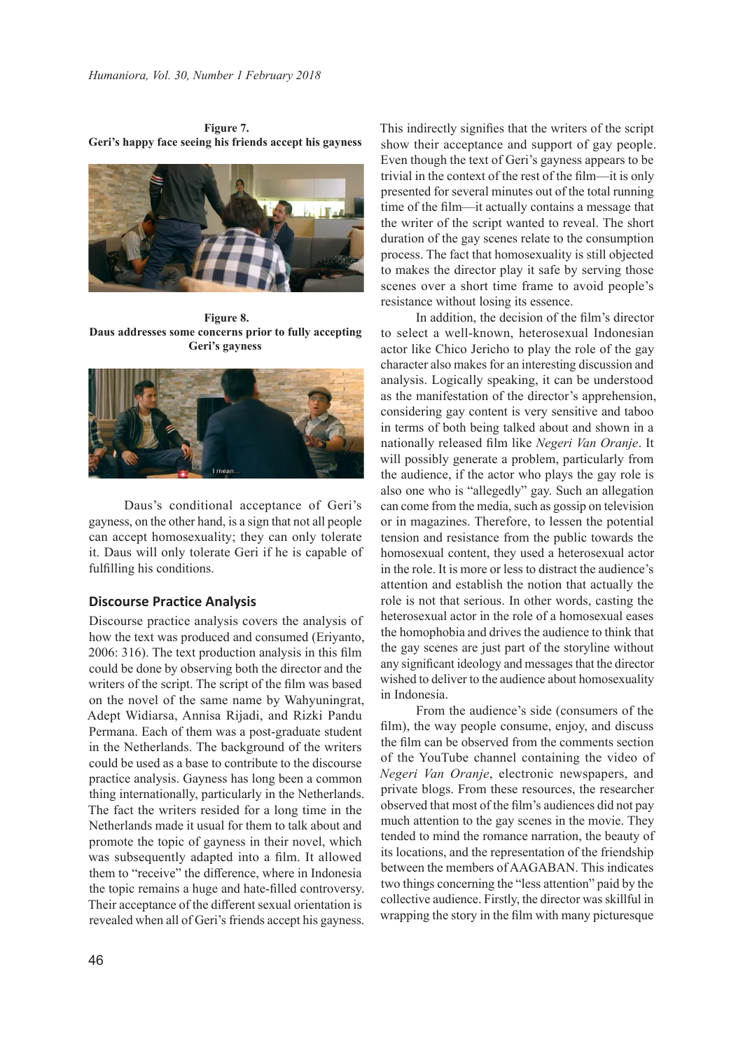**Figure 7.**
**Geri's happy face seeing his friends accept his gayness**

**Figure 8.**
**Daus addresses some concerns prior to fully accepting Geri's gayness**

Daus's conditional acceptance of Geri's gayness, on the other hand, is a sign that not all people can accept homosexuality; they can only tolerate it. Daus will only tolerate Geri if he is capable of fulfilling his conditions.

## Discourse Practice Analysis

Discourse practice analysis covers the analysis of how the text was produced and consumed (Eriyanto, 2006: 316). The text production analysis in this film could be done by observing both the director and the writers of the script. The script of the film was based on the novel of the same name by Wahyuningrat, Adept Widiarsa, Annisa Rijadi, and Rizki Pandu Permana. Each of them was a post-graduate student in the Netherlands. The background of the writers could be used as a base to contribute to the discourse practice analysis. Gayness has long been a common thing internationally, particularly in the Netherlands. The fact the writers resided for a long time in the Netherlands made it usual for them to talk about and promote the topic of gayness in their novel, which was subsequently adapted into a film. It allowed them to "receive" the difference, where in Indonesia the topic remains a huge and hate-filled controversy. Their acceptance of the different sexual orientation is revealed when all of Geri's friends accept his gayness. This indirectly signifies that the writers of the script show their acceptance and support of gay people. Even though the text of Geri's gayness appears to be trivial in the context of the rest of the film—it is only presented for several minutes out of the total running time of the film—it actually contains a message that the writer of the script wanted to reveal. The short duration of the gay scenes relate to the consumption process. The fact that homosexuality is still objected to makes the director play it safe by serving those scenes over a short time frame to avoid people's resistance without losing its essence.

In addition, the decision of the film's director to select a well-known, heterosexual Indonesian actor like Chico Jericho to play the role of the gay character also makes for an interesting discussion and analysis. Logically speaking, it can be understood as the manifestation of the director's apprehension, considering gay content is very sensitive and taboo in terms of both being talked about and shown in a nationally released film like *Negeri Van Oranje*. It will possibly generate a problem, particularly from the audience, if the actor who plays the gay role is also one who is "allegedly" gay. Such an allegation can come from the media, such as gossip on television or in magazines. Therefore, to lessen the potential tension and resistance from the public towards the homosexual content, they used a heterosexual actor in the role. It is more or less to distract the audience's attention and establish the notion that actually the role is not that serious. In other words, casting the heterosexual actor in the role of a homosexual eases the homophobia and drives the audience to think that the gay scenes are just part of the storyline without any significant ideology and messages that the director wished to deliver to the audience about homosexuality in Indonesia.

From the audience's side (consumers of the film), the way people consume, enjoy, and discuss the film can be observed from the comments section of the YouTube channel containing the video of *Negeri Van Oranje*, electronic newspapers, and private blogs. From these resources, the researcher observed that most of the film's audiences did not pay much attention to the gay scenes in the movie. They tended to mind the romance narration, the beauty of its locations, and the representation of the friendship between the members of AAGABAN. This indicates two things concerning the "less attention" paid by the collective audience. Firstly, the director was skillful in wrapping the story in the film with many picturesque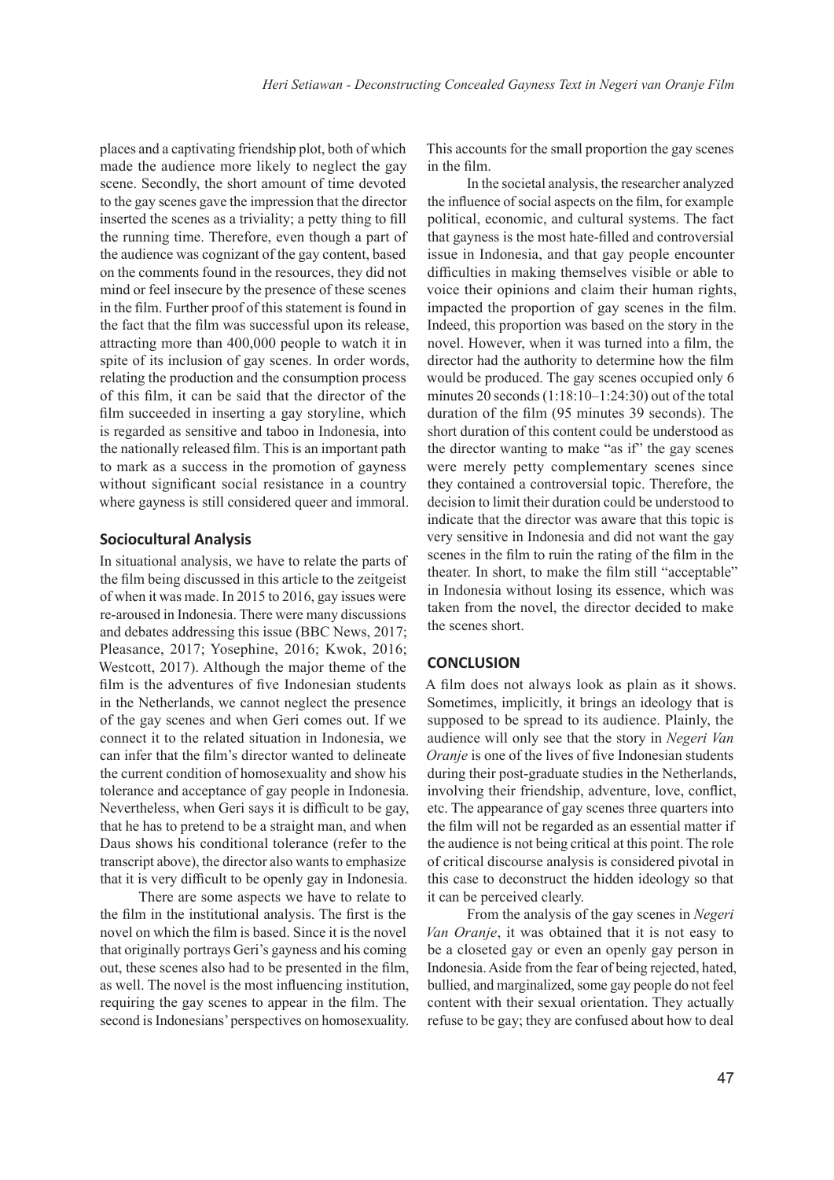places and a captivating friendship plot, both of which made the audience more likely to neglect the gay scene. Secondly, the short amount of time devoted to the gay scenes gave the impression that the director inserted the scenes as a triviality; a petty thing to fill the running time. Therefore, even though a part of the audience was cognizant of the gay content, based on the comments found in the resources, they did not mind or feel insecure by the presence of these scenes in the film. Further proof of this statement is found in the fact that the film was successful upon its release, attracting more than 400,000 people to watch it in spite of its inclusion of gay scenes. In order words, relating the production and the consumption process of this film, it can be said that the director of the film succeeded in inserting a gay storyline, which is regarded as sensitive and taboo in Indonesia, into the nationally released film. This is an important path to mark as a success in the promotion of gayness without significant social resistance in a country where gayness is still considered queer and immoral.

### Sociocultural Analysis

In situational analysis, we have to relate the parts of the film being discussed in this article to the zeitgeist of when it was made. In 2015 to 2016, gay issues were re-aroused in Indonesia. There were many discussions and debates addressing this issue (BBC News, 2017; Pleasance, 2017; Yosephine, 2016; Kwok, 2016; Westcott, 2017). Although the major theme of the film is the adventures of five Indonesian students in the Netherlands, we cannot neglect the presence of the gay scenes and when Geri comes out. If we connect it to the related situation in Indonesia, we can infer that the film's director wanted to delineate the current condition of homosexuality and show his tolerance and acceptance of gay people in Indonesia. Nevertheless, when Geri says it is difficult to be gay, that he has to pretend to be a straight man, and when Daus shows his conditional tolerance (refer to the transcript above), the director also wants to emphasize that it is very difficult to be openly gay in Indonesia.

There are some aspects we have to relate to the film in the institutional analysis. The first is the novel on which the film is based. Since it is the novel that originally portrays Geri's gayness and his coming out, these scenes also had to be presented in the film, as well. The novel is the most influencing institution, requiring the gay scenes to appear in the film. The second is Indonesians' perspectives on homosexuality. This accounts for the small proportion the gay scenes in the film.

In the societal analysis, the researcher analyzed the influence of social aspects on the film, for example political, economic, and cultural systems. The fact that gayness is the most hate-filled and controversial issue in Indonesia, and that gay people encounter difficulties in making themselves visible or able to voice their opinions and claim their human rights, impacted the proportion of gay scenes in the film. Indeed, this proportion was based on the story in the novel. However, when it was turned into a film, the director had the authority to determine how the film would be produced. The gay scenes occupied only 6 minutes 20 seconds (1:18:10–1:24:30) out of the total duration of the film (95 minutes 39 seconds). The short duration of this content could be understood as the director wanting to make "as if" the gay scenes were merely petty complementary scenes since they contained a controversial topic. Therefore, the decision to limit their duration could be understood to indicate that the director was aware that this topic is very sensitive in Indonesia and did not want the gay scenes in the film to ruin the rating of the film in the theater. In short, to make the film still "acceptable" in Indonesia without losing its essence, which was taken from the novel, the director decided to make the scenes short.

## CONCLUSION

A film does not always look as plain as it shows. Sometimes, implicitly, it brings an ideology that is supposed to be spread to its audience. Plainly, the audience will only see that the story in *Negeri Van Oranje* is one of the lives of five Indonesian students during their post-graduate studies in the Netherlands, involving their friendship, adventure, love, conflict, etc. The appearance of gay scenes three quarters into the film will not be regarded as an essential matter if the audience is not being critical at this point. The role of critical discourse analysis is considered pivotal in this case to deconstruct the hidden ideology so that it can be perceived clearly.

From the analysis of the gay scenes in *Negeri Van Oranje*, it was obtained that it is not easy to be a closeted gay or even an openly gay person in Indonesia. Aside from the fear of being rejected, hated, bullied, and marginalized, some gay people do not feel content with their sexual orientation. They actually refuse to be gay; they are confused about how to deal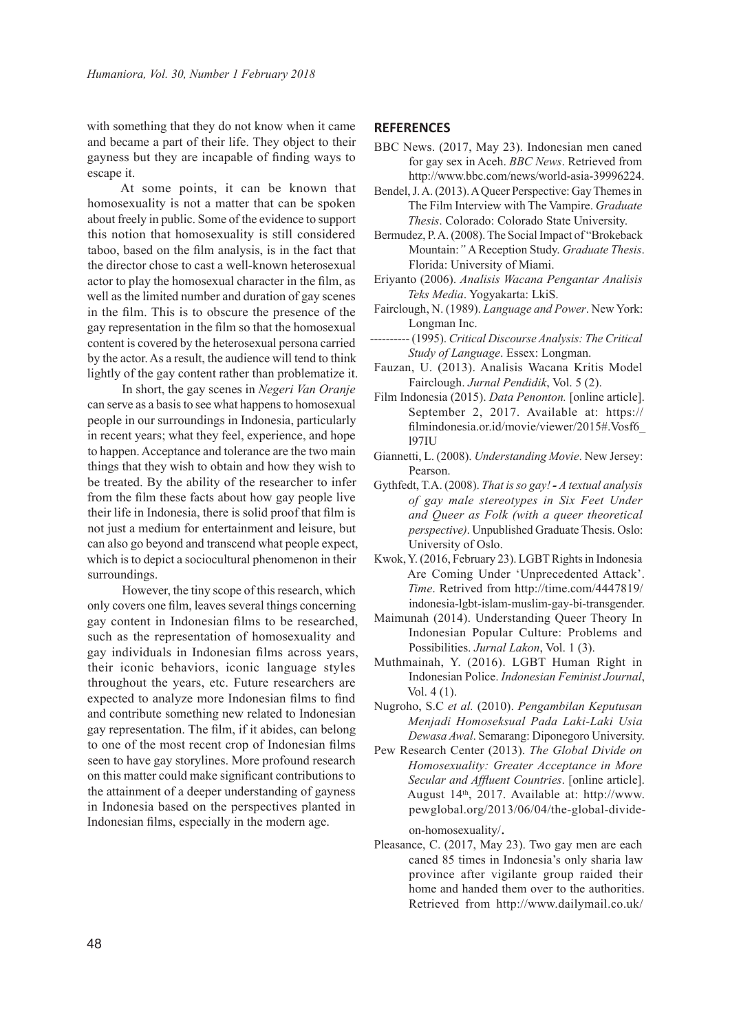with something that they do not know when it came and became a part of their life. They object to their gayness but they are incapable of finding ways to escape it.

At some points, it can be known that homosexuality is not a matter that can be spoken about freely in public. Some of the evidence to support this notion that homosexuality is still considered taboo, based on the film analysis, is in the fact that the director chose to cast a well-known heterosexual actor to play the homosexual character in the film, as well as the limited number and duration of gay scenes in the film. This is to obscure the presence of the gay representation in the film so that the homosexual content is covered by the heterosexual persona carried by the actor. As a result, the audience will tend to think lightly of the gay content rather than problematize it.

In short, the gay scenes in *Negeri Van Oranje* can serve as a basis to see what happens to homosexual people in our surroundings in Indonesia, particularly in recent years; what they feel, experience, and hope to happen. Acceptance and tolerance are the two main things that they wish to obtain and how they wish to be treated. By the ability of the researcher to infer from the film these facts about how gay people live their life in Indonesia, there is solid proof that film is not just a medium for entertainment and leisure, but can also go beyond and transcend what people expect, which is to depict a sociocultural phenomenon in their surroundings.

However, the tiny scope of this research, which only covers one film, leaves several things concerning gay content in Indonesian films to be researched, such as the representation of homosexuality and gay individuals in Indonesian films across years, their iconic behaviors, iconic language styles throughout the years, etc. Future researchers are expected to analyze more Indonesian films to find and contribute something new related to Indonesian gay representation. The film, if it abides, can belong to one of the most recent crop of Indonesian films seen to have gay storylines. More profound research on this matter could make significant contributions to the attainment of a deeper understanding of gayness in Indonesia based on the perspectives planted in Indonesian films, especially in the modern age.

## REFERENCES

BBC News. (2017, May 23). Indonesian men caned for gay sex in Aceh. *BBC News*. Retrieved from http://www.bbc.com/news/world-asia-39996224.

Bendel, J. A. (2013). A Queer Perspective: Gay Themes in The Film Interview with The Vampire. *Graduate Thesis*. Colorado: Colorado State University.

Bermudez, P. A. (2008). The Social Impact of "Brokeback Mountain:*"* A Reception Study. *Graduate Thesis*. Florida: University of Miami.

Eriyanto (2006). *Analisis Wacana Pengantar Analisis Teks Media*. Yogyakarta: LkiS.

Fairclough, N. (1989). *Language and Power*. New York: Longman Inc.

---------- (1995). *Critical Discourse Analysis: The Critical Study of Language*. Essex: Longman.

Fauzan, U. (2013). Analisis Wacana Kritis Model Fairclough. *Jurnal Pendidik*, Vol. 5 (2).

Film Indonesia (2015). *Data Penonton.* [online article]. September 2, 2017. Available at: https://filmindonesia.or.id/movie/viewer/2015#.Vosf6_l97IU

Giannetti, L. (2008). *Understanding Movie*. New Jersey: Pearson.

Gythfedt, T.A. (2008). *That is so gay! - A textual analysis of gay male stereotypes in Six Feet Under and Queer as Folk (with a queer theoretical perspective)*. Unpublished Graduate Thesis. Oslo: University of Oslo.

Kwok, Y. (2016, February 23). LGBT Rights in Indonesia Are Coming Under 'Unprecedented Attack'. *Time*. Retrived from http://time.com/4447819/indonesia-lgbt-islam-muslim-gay-bi-transgender.

Maimunah (2014). Understanding Queer Theory In Indonesian Popular Culture: Problems and Possibilities. *Jurnal Lakon*, Vol. 1 (3).

Muthmainah, Y. (2016). LGBT Human Right in Indonesian Police. *Indonesian Feminist Journal*, Vol. 4 (1).

Nugroho, S.C *et al.* (2010). *Pengambilan Keputusan Menjadi Homoseksual Pada Laki-Laki Usia Dewasa Awal*. Semarang: Diponegoro University.

Pew Research Center (2013). *The Global Divide on Homosexuality: Greater Acceptance in More Secular and Affluent Countries*. [online article]. August 14th, 2017. Available at: http://www.pewglobal.org/2013/06/04/the-global-divide-on-homosexuality/**.**

Pleasance, C. (2017, May 23). Two gay men are each caned 85 times in Indonesia's only sharia law province after vigilante group raided their home and handed them over to the authorities. Retrieved from http://www.dailymail.co.uk/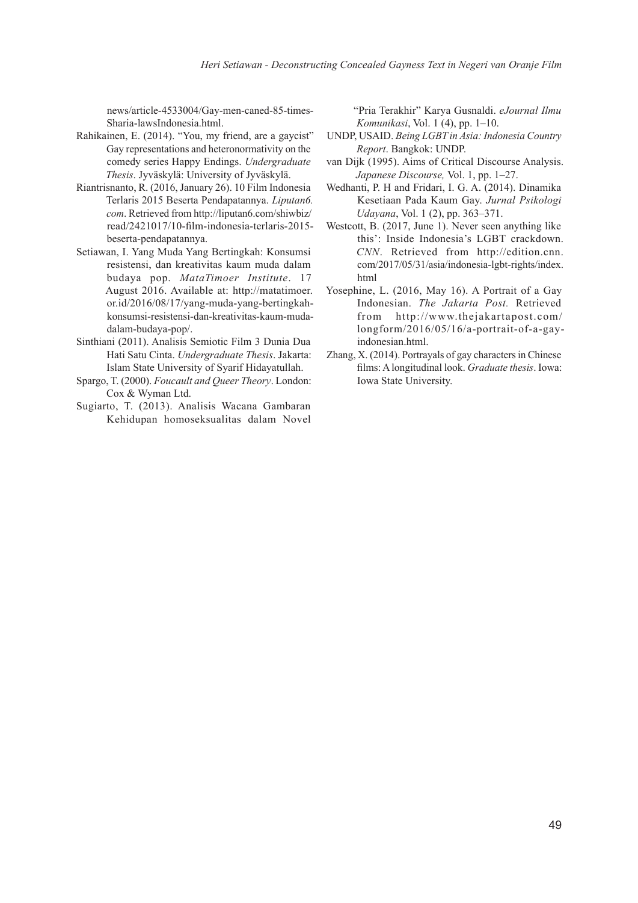news/article-4533004/Gay-men-caned-85-times-Sharia-lawsIndonesia.html.

Rahikainen, E. (2014). "You, my friend, are a gaycist" Gay representations and heteronormativity on the comedy series Happy Endings. *Undergraduate Thesis*. Jyväskylä: University of Jyväskylä.

Riantrisnanto, R. (2016, January 26). 10 Film Indonesia Terlaris 2015 Beserta Pendapatannya. *Liputan6.com*. Retrieved from http://liputan6.com/shiwbiz/read/2421017/10-film-indonesia-terlaris-2015-beserta-pendapatannya.

Setiawan, I. Yang Muda Yang Bertingkah: Konsumsi resistensi, dan kreativitas kaum muda dalam budaya pop. *MataTimoer Institute*. 17 August 2016. Available at: http://matatimoer.or.id/2016/08/17/yang-muda-yang-bertingkah-konsumsi-resistensi-dan-kreativitas-kaum-muda-dalam-budaya-pop/.

Sinthiani (2011). Analisis Semiotic Film 3 Dunia Dua Hati Satu Cinta. *Undergraduate Thesis*. Jakarta: Islam State University of Syarif Hidayatullah.

Spargo, T. (2000). *Foucault and Queer Theory*. London: Cox & Wyman Ltd.

Sugiarto, T. (2013). Analisis Wacana Gambaran Kehidupan homoseksualitas dalam Novel "Pria Terakhir" Karya Gusnaldi. *eJournal Ilmu Komunikasi*, Vol. 1 (4), pp. 1–10.

UNDP, USAID. *Being LGBT in Asia: Indonesia Country Report*. Bangkok: UNDP.

van Dijk (1995). Aims of Critical Discourse Analysis. *Japanese Discourse,* Vol. 1, pp. 1–27.

Wedhanti, P. H and Fridari, I. G. A. (2014). Dinamika Kesetiaan Pada Kaum Gay. *Jurnal Psikologi Udayana*, Vol. 1 (2), pp. 363–371.

Westcott, B. (2017, June 1). Never seen anything like this': Inside Indonesia's LGBT crackdown. *CNN*. Retrieved from http://edition.cnn.com/2017/05/31/asia/indonesia-lgbt-rights/index.html

Yosephine, L. (2016, May 16). A Portrait of a Gay Indonesian. *The Jakarta Post.* Retrieved from http://www.thejakartapost.com/longform/2016/05/16/a-portrait-of-a-gay-indonesian.html.

Zhang, X. (2014). Portrayals of gay characters in Chinese films: A longitudinal look. *Graduate thesis*. Iowa: Iowa State University.